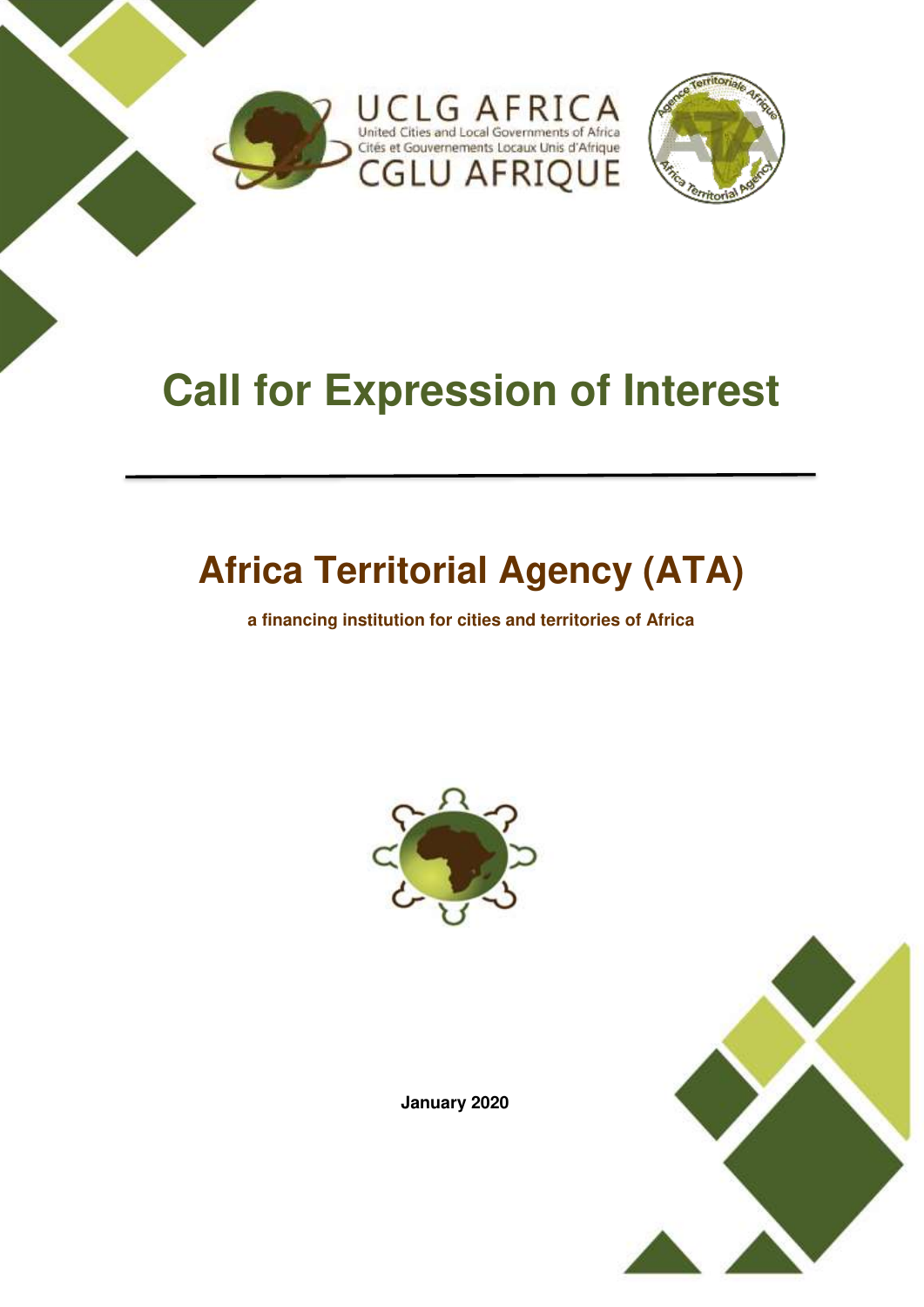UCLG AFRICA
United Cities and Local Governments of Africa
Cités et Gouvernements Locaux Unis d'Afrique
CGLU AFRIQUE

# Call for Expression of Interest

---

## Africa Territorial Agency (ATA)

**a financing institution for cities and territories of Africa**

**January 2020**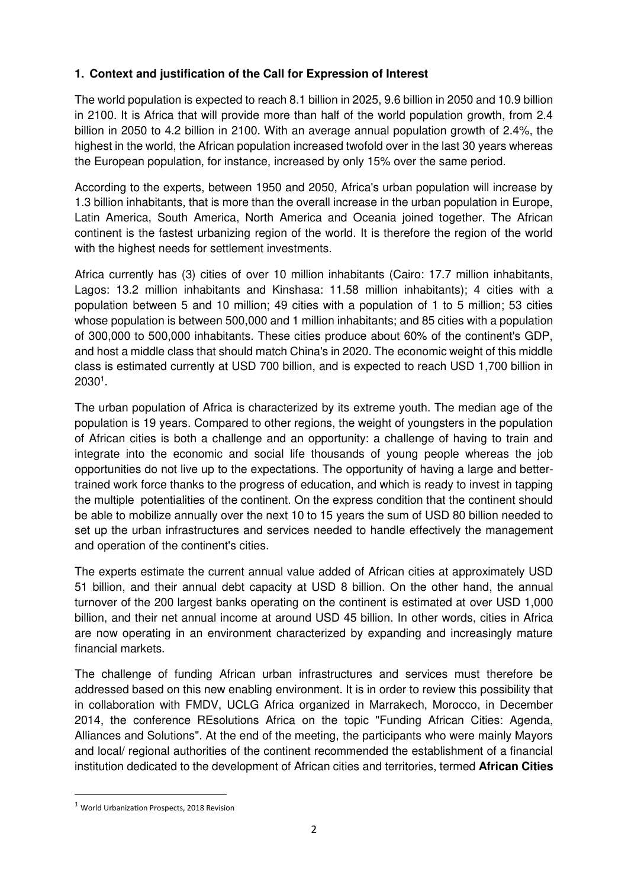**1. Context and justification of the Call for Expression of Interest**

The world population is expected to reach 8.1 billion in 2025, 9.6 billion in 2050 and 10.9 billion in 2100. It is Africa that will provide more than half of the world population growth, from 2.4 billion in 2050 to 4.2 billion in 2100. With an average annual population growth of 2.4%, the highest in the world, the African population increased twofold over in the last 30 years whereas the European population, for instance, increased by only 15% over the same period.

According to the experts, between 1950 and 2050, Africa's urban population will increase by 1.3 billion inhabitants, that is more than the overall increase in the urban population in Europe, Latin America, South America, North America and Oceania joined together. The African continent is the fastest urbanizing region of the world. It is therefore the region of the world with the highest needs for settlement investments.

Africa currently has (3) cities of over 10 million inhabitants (Cairo: 17.7 million inhabitants, Lagos: 13.2 million inhabitants and Kinshasa: 11.58 million inhabitants); 4 cities with a population between 5 and 10 million; 49 cities with a population of 1 to 5 million; 53 cities whose population is between 500,000 and 1 million inhabitants; and 85 cities with a population of 300,000 to 500,000 inhabitants. These cities produce about 60% of the continent's GDP, and host a middle class that should match China's in 2020. The economic weight of this middle class is estimated currently at USD 700 billion, and is expected to reach USD 1,700 billion in 2030[1].

The urban population of Africa is characterized by its extreme youth. The median age of the population is 19 years. Compared to other regions, the weight of youngsters in the population of African cities is both a challenge and an opportunity: a challenge of having to train and integrate into the economic and social life thousands of young people whereas the job opportunities do not live up to the expectations. The opportunity of having a large and better-trained work force thanks to the progress of education, and which is ready to invest in tapping the multiple potentialities of the continent. On the express condition that the continent should be able to mobilize annually over the next 10 to 15 years the sum of USD 80 billion needed to set up the urban infrastructures and services needed to handle effectively the management and operation of the continent's cities.

The experts estimate the current annual value added of African cities at approximately USD 51 billion, and their annual debt capacity at USD 8 billion. On the other hand, the annual turnover of the 200 largest banks operating on the continent is estimated at over USD 1,000 billion, and their net annual income at around USD 45 billion. In other words, cities in Africa are now operating in an environment characterized by expanding and increasingly mature financial markets.

The challenge of funding African urban infrastructures and services must therefore be addressed based on this new enabling environment. It is in order to review this possibility that in collaboration with FMDV, UCLG Africa organized in Marrakech, Morocco, in December 2014, the conference REsolutions Africa on the topic "Funding African Cities: Agenda, Alliances and Solutions". At the end of the meeting, the participants who were mainly Mayors and local/ regional authorities of the continent recommended the establishment of a financial institution dedicated to the development of African cities and territories, termed **African Cities**

---

[1] World Urbanization Prospects, 2018 Revision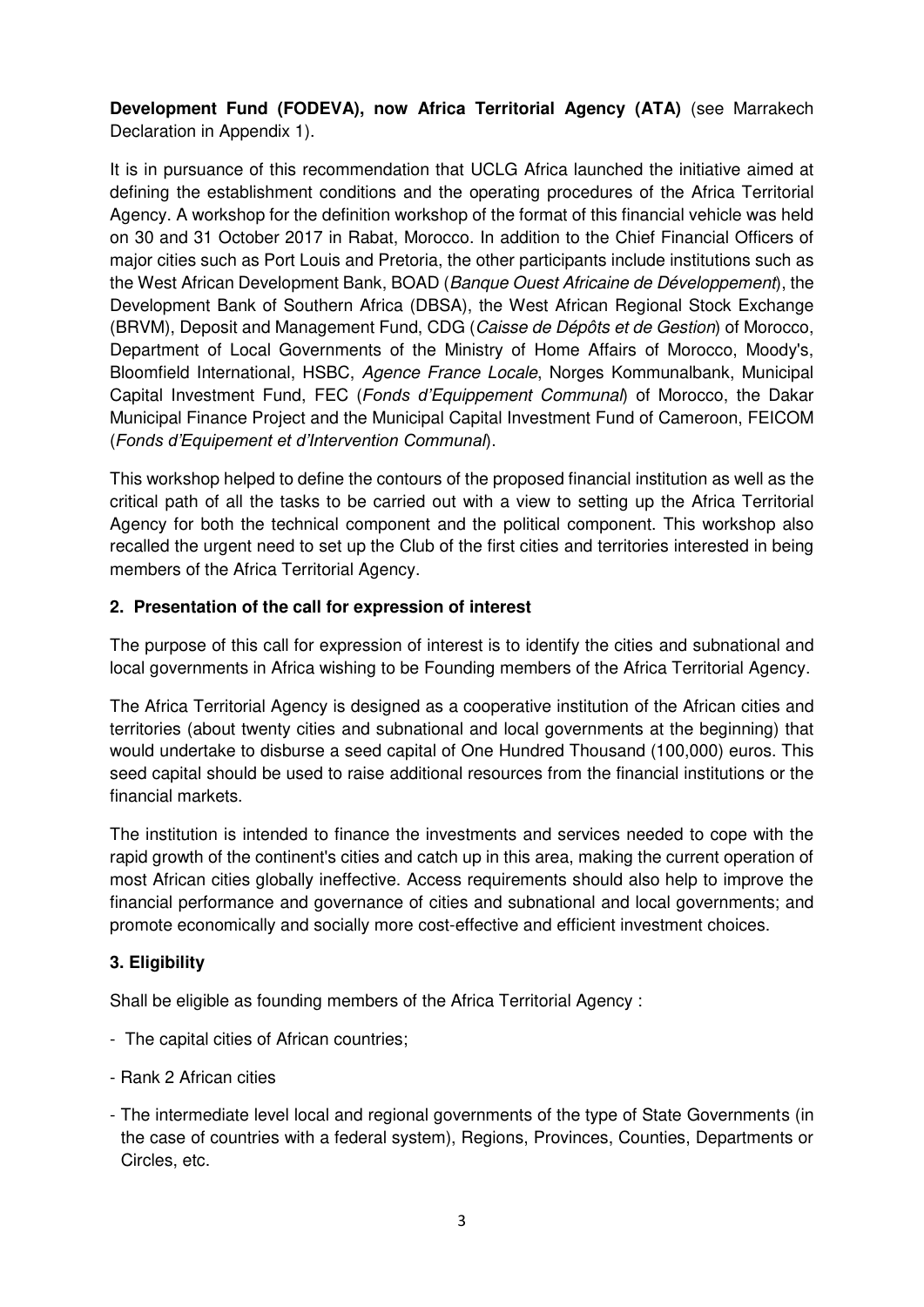**Development Fund (FODEVA), now Africa Territorial Agency (ATA)** (see Marrakech Declaration in Appendix 1).

It is in pursuance of this recommendation that UCLG Africa launched the initiative aimed at defining the establishment conditions and the operating procedures of the Africa Territorial Agency. A workshop for the definition workshop of the format of this financial vehicle was held on 30 and 31 October 2017 in Rabat, Morocco. In addition to the Chief Financial Officers of major cities such as Port Louis and Pretoria, the other participants include institutions such as the West African Development Bank, BOAD (*Banque Ouest Africaine de Développement*), the Development Bank of Southern Africa (DBSA), the West African Regional Stock Exchange (BRVM), Deposit and Management Fund, CDG (*Caisse de Dépôts et de Gestion*) of Morocco, Department of Local Governments of the Ministry of Home Affairs of Morocco, Moody's, Bloomfield International, HSBC, *Agence France Locale*, Norges Kommunalbank, Municipal Capital Investment Fund, FEC (*Fonds d'Equippement Communal*) of Morocco, the Dakar Municipal Finance Project and the Municipal Capital Investment Fund of Cameroon, FEICOM (*Fonds d'Equipement et d'Intervention Communal*).

This workshop helped to define the contours of the proposed financial institution as well as the critical path of all the tasks to be carried out with a view to setting up the Africa Territorial Agency for both the technical component and the political component. This workshop also recalled the urgent need to set up the Club of the first cities and territories interested in being members of the Africa Territorial Agency.

## 2. Presentation of the call for expression of interest

The purpose of this call for expression of interest is to identify the cities and subnational and local governments in Africa wishing to be Founding members of the Africa Territorial Agency.

The Africa Territorial Agency is designed as a cooperative institution of the African cities and territories (about twenty cities and subnational and local governments at the beginning) that would undertake to disburse a seed capital of One Hundred Thousand (100,000) euros. This seed capital should be used to raise additional resources from the financial institutions or the financial markets.

The institution is intended to finance the investments and services needed to cope with the rapid growth of the continent's cities and catch up in this area, making the current operation of most African cities globally ineffective. Access requirements should also help to improve the financial performance and governance of cities and subnational and local governments; and promote economically and socially more cost-effective and efficient investment choices.

## 3. Eligibility

Shall be eligible as founding members of the Africa Territorial Agency :

- The capital cities of African countries;
- Rank 2 African cities
- The intermediate level local and regional governments of the type of State Governments (in the case of countries with a federal system), Regions, Provinces, Counties, Departments or Circles, etc.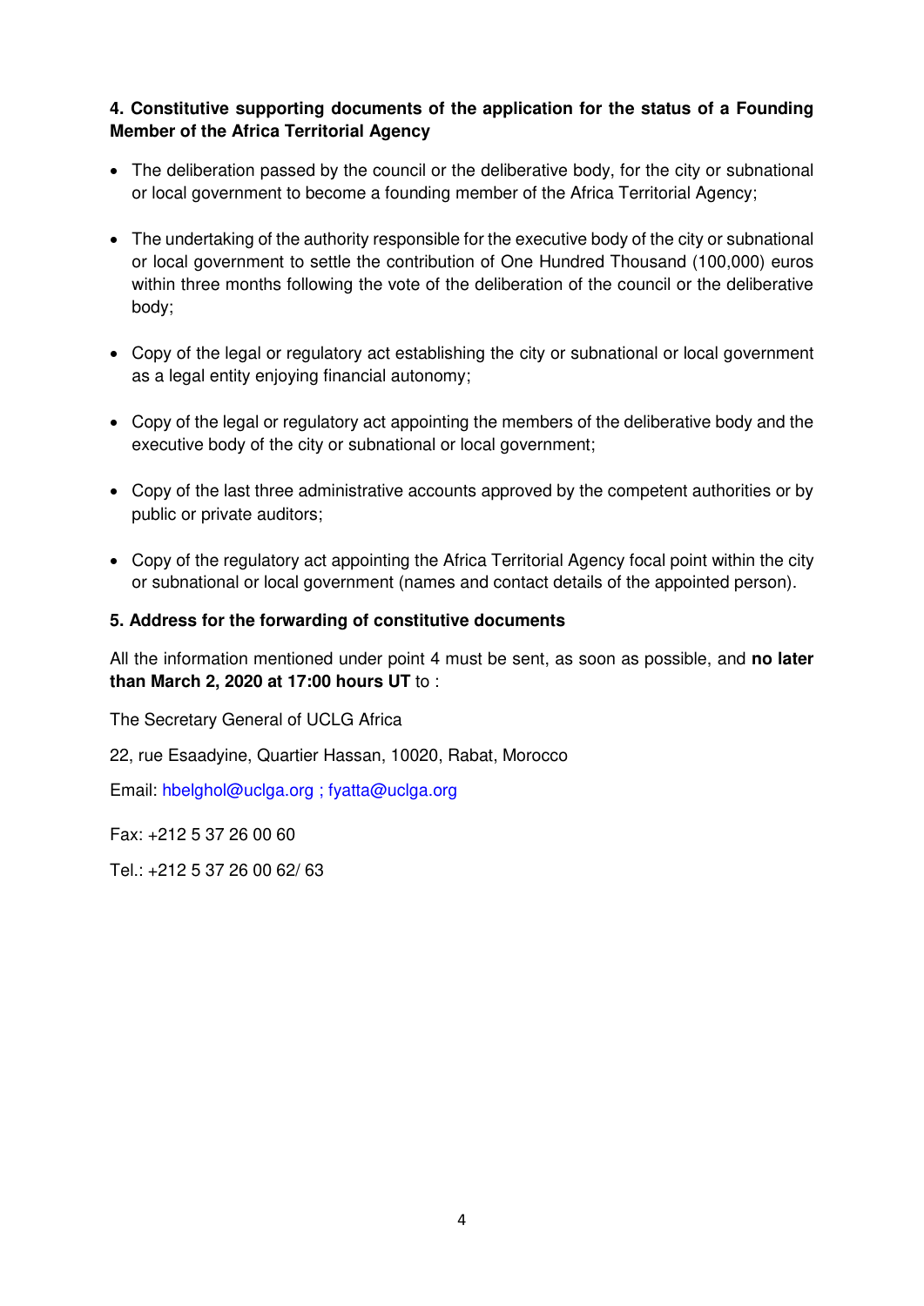**4. Constitutive supporting documents of the application for the status of a Founding Member of the Africa Territorial Agency**

- The deliberation passed by the council or the deliberative body, for the city or subnational or local government to become a founding member of the Africa Territorial Agency;
- The undertaking of the authority responsible for the executive body of the city or subnational or local government to settle the contribution of One Hundred Thousand (100,000) euros within three months following the vote of the deliberation of the council or the deliberative body;
- Copy of the legal or regulatory act establishing the city or subnational or local government as a legal entity enjoying financial autonomy;
- Copy of the legal or regulatory act appointing the members of the deliberative body and the executive body of the city or subnational or local government;
- Copy of the last three administrative accounts approved by the competent authorities or by public or private auditors;
- Copy of the regulatory act appointing the Africa Territorial Agency focal point within the city or subnational or local government (names and contact details of the appointed person).

**5. Address for the forwarding of constitutive documents**

All the information mentioned under point 4 must be sent, as soon as possible, and **no later than March 2, 2020 at 17:00 hours UT** to :

The Secretary General of UCLG Africa

22, rue Esaadyine, Quartier Hassan, 10020, Rabat, Morocco

Email: hbelghol@uclga.org ; fyatta@uclga.org

Fax: +212 5 37 26 00 60

Tel.: +212 5 37 26 00 62/ 63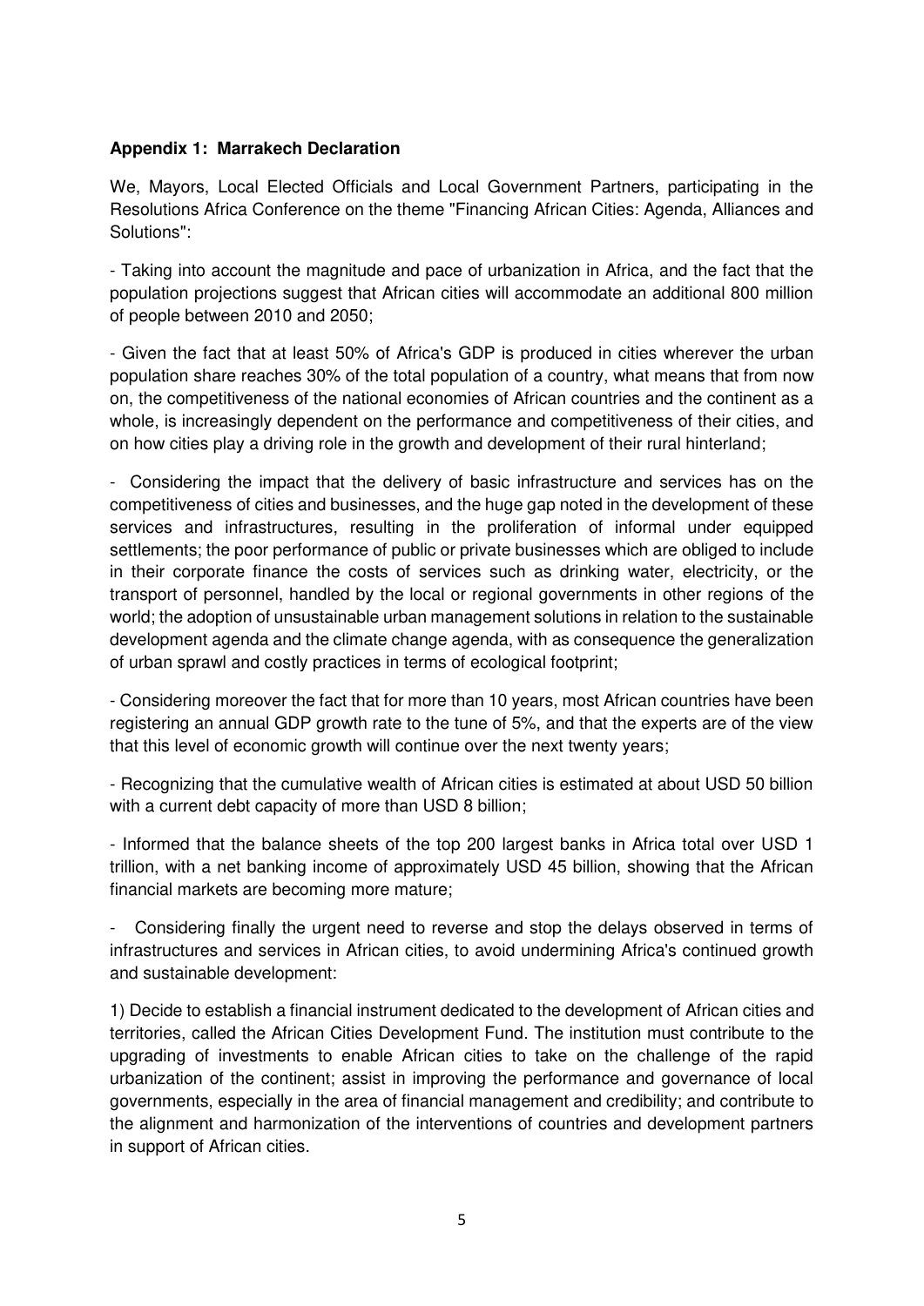**Appendix 1: Marrakech Declaration**

We, Mayors, Local Elected Officials and Local Government Partners, participating in the Resolutions Africa Conference on the theme "Financing African Cities: Agenda, Alliances and Solutions":

- Taking into account the magnitude and pace of urbanization in Africa, and the fact that the population projections suggest that African cities will accommodate an additional 800 million of people between 2010 and 2050;

- Given the fact that at least 50% of Africa's GDP is produced in cities wherever the urban population share reaches 30% of the total population of a country, what means that from now on, the competitiveness of the national economies of African countries and the continent as a whole, is increasingly dependent on the performance and competitiveness of their cities, and on how cities play a driving role in the growth and development of their rural hinterland;

- Considering the impact that the delivery of basic infrastructure and services has on the competitiveness of cities and businesses, and the huge gap noted in the development of these services and infrastructures, resulting in the proliferation of informal under equipped settlements; the poor performance of public or private businesses which are obliged to include in their corporate finance the costs of services such as drinking water, electricity, or the transport of personnel, handled by the local or regional governments in other regions of the world; the adoption of unsustainable urban management solutions in relation to the sustainable development agenda and the climate change agenda, with as consequence the generalization of urban sprawl and costly practices in terms of ecological footprint;

- Considering moreover the fact that for more than 10 years, most African countries have been registering an annual GDP growth rate to the tune of 5%, and that the experts are of the view that this level of economic growth will continue over the next twenty years;

- Recognizing that the cumulative wealth of African cities is estimated at about USD 50 billion with a current debt capacity of more than USD 8 billion;

- Informed that the balance sheets of the top 200 largest banks in Africa total over USD 1 trillion, with a net banking income of approximately USD 45 billion, showing that the African financial markets are becoming more mature;

- Considering finally the urgent need to reverse and stop the delays observed in terms of infrastructures and services in African cities, to avoid undermining Africa's continued growth and sustainable development:

1) Decide to establish a financial instrument dedicated to the development of African cities and territories, called the African Cities Development Fund. The institution must contribute to the upgrading of investments to enable African cities to take on the challenge of the rapid urbanization of the continent; assist in improving the performance and governance of local governments, especially in the area of financial management and credibility; and contribute to the alignment and harmonization of the interventions of countries and development partners in support of African cities.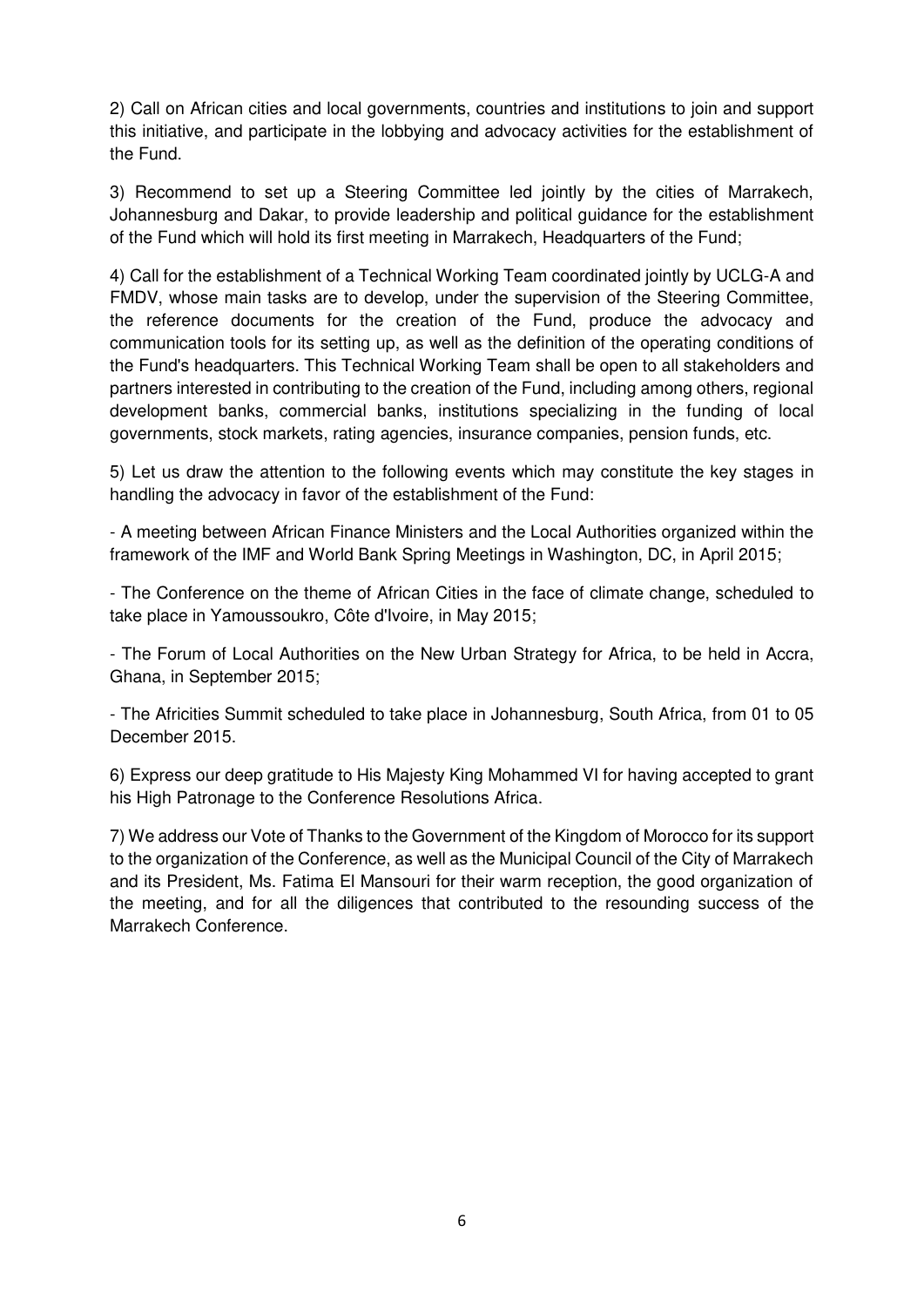2) Call on African cities and local governments, countries and institutions to join and support this initiative, and participate in the lobbying and advocacy activities for the establishment of the Fund.

3) Recommend to set up a Steering Committee led jointly by the cities of Marrakech, Johannesburg and Dakar, to provide leadership and political guidance for the establishment of the Fund which will hold its first meeting in Marrakech, Headquarters of the Fund;

4) Call for the establishment of a Technical Working Team coordinated jointly by UCLG-A and FMDV, whose main tasks are to develop, under the supervision of the Steering Committee, the reference documents for the creation of the Fund, produce the advocacy and communication tools for its setting up, as well as the definition of the operating conditions of the Fund's headquarters. This Technical Working Team shall be open to all stakeholders and partners interested in contributing to the creation of the Fund, including among others, regional development banks, commercial banks, institutions specializing in the funding of local governments, stock markets, rating agencies, insurance companies, pension funds, etc.

5) Let us draw the attention to the following events which may constitute the key stages in handling the advocacy in favor of the establishment of the Fund:

- A meeting between African Finance Ministers and the Local Authorities organized within the framework of the IMF and World Bank Spring Meetings in Washington, DC, in April 2015;

- The Conference on the theme of African Cities in the face of climate change, scheduled to take place in Yamoussoukro, Côte d'Ivoire, in May 2015;

- The Forum of Local Authorities on the New Urban Strategy for Africa, to be held in Accra, Ghana, in September 2015;

- The Africities Summit scheduled to take place in Johannesburg, South Africa, from 01 to 05 December 2015.

6) Express our deep gratitude to His Majesty King Mohammed VI for having accepted to grant his High Patronage to the Conference Resolutions Africa.

7) We address our Vote of Thanks to the Government of the Kingdom of Morocco for its support to the organization of the Conference, as well as the Municipal Council of the City of Marrakech and its President, Ms. Fatima El Mansouri for their warm reception, the good organization of the meeting, and for all the diligences that contributed to the resounding success of the Marrakech Conference.